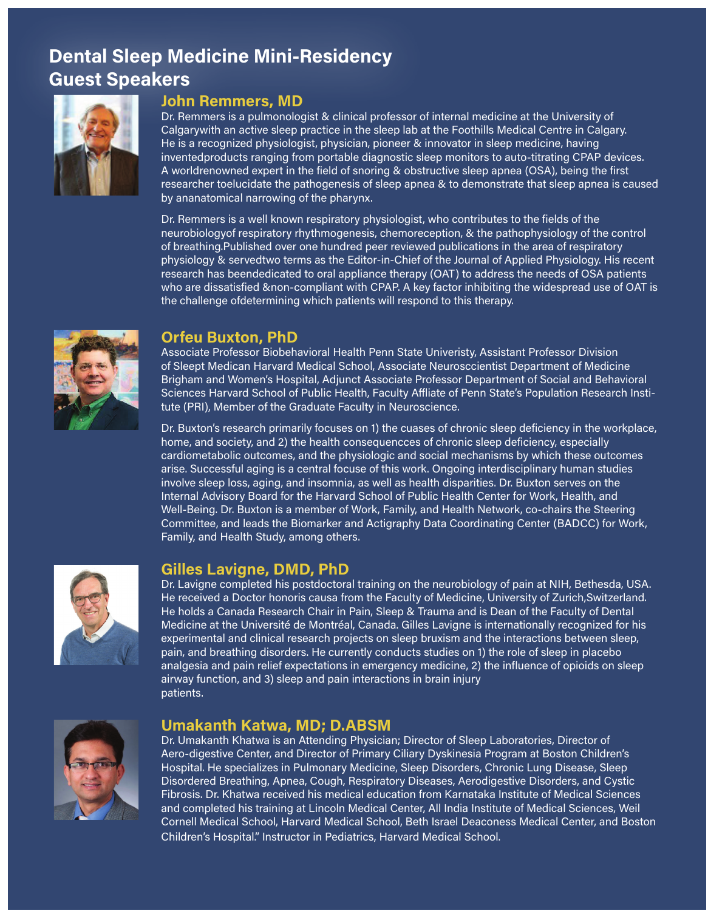# Dental Sleep Medicine Mini-Residency Guest Speakers

## John Remmers, MD

Dr. Remmers is a pulmonologist & clinical professor of internal medicine at the University of Calgarywith an active sleep practice in the sleep lab at the Foothills Medical Centre in Calgary. He is a recognized physiologist, physician, pioneer & innovator in sleep medicine, having inventedproducts ranging from portable diagnostic sleep monitors to auto-titrating CPAP devices. A worldrenowned expert in the field of snoring & obstructive sleep apnea (OSA), being the first researcher toelucidate the pathogenesis of sleep apnea & to demonstrate that sleep apnea is caused by ananatomical narrowing of the pharynx.

Dr. Remmers is a well known respiratory physiologist, who contributes to the fields of the neurobiologyof respiratory rhythmogenesis, chemoreception, & the pathophysiology of the control of breathing.Published over one hundred peer reviewed publications in the area of respiratory physiology & servedtwo terms as the Editor-in-Chief of the Journal of Applied Physiology. His recent research has beendedicated to oral appliance therapy (OAT) to address the needs of OSA patients who are dissatisfied &non-compliant with CPAP. A key factor inhibiting the widespread use of OAT is the challenge ofdetermining which patients will respond to this therapy.

## Orfeu Buxton, PhD

Associate Professor Biobehavioral Health Penn State Univeristy, Assistant Professor Division of Sleept Medican Harvard Medical School, Associate Neurosccientist Department of Medicine Brigham and Women's Hospital, Adjunct Associate Professor Department of Social and Behavioral Sciences Harvard School of Public Health, Faculty Affliate of Penn State's Population Research Institute (PRI), Member of the Graduate Faculty in Neuroscience.

Dr. Buxton's research primarily focuses on 1) the cuases of chronic sleep deficiency in the workplace, home, and society, and 2) the health consequencces of chronic sleep deficiency, especially cardiometabolic outcomes, and the physiologic and social mechanisms by which these outcomes arise. Successful aging is a central focuse of this work. Ongoing interdisciplinary human studies involve sleep loss, aging, and insomnia, as well as health disparities. Dr. Buxton serves on the Internal Advisory Board for the Harvard School of Public Health Center for Work, Health, and Well-Being. Dr. Buxton is a member of Work, Family, and Health Network, co-chairs the Steering Committee, and leads the Biomarker and Actigraphy Data Coordinating Center (BADCC) for Work, Family, and Health Study, among others.

## Gilles Lavigne, DMD, PhD

Dr. Lavigne completed his postdoctoral training on the neurobiology of pain at NIH, Bethesda, USA. He received a Doctor honoris causa from the Faculty of Medicine, University of Zurich,Switzerland. He holds a Canada Research Chair in Pain, Sleep & Trauma and is Dean of the Faculty of Dental Medicine at the Université de Montréal, Canada. Gilles Lavigne is internationally recognized for his experimental and clinical research projects on sleep bruxism and the interactions between sleep, pain, and breathing disorders. He currently conducts studies on 1) the role of sleep in placebo analgesia and pain relief expectations in emergency medicine, 2) the influence of opioids on sleep airway function, and 3) sleep and pain interactions in brain injury patients.

## Umakanth Katwa, MD; D.ABSM

Dr. Umakanth Khatwa is an Attending Physician; Director of Sleep Laboratories, Director of Aero-digestive Center, and Director of Primary Ciliary Dyskinesia Program at Boston Children's Hospital. He specializes in Pulmonary Medicine, Sleep Disorders, Chronic Lung Disease, Sleep Disordered Breathing, Apnea, Cough, Respiratory Diseases, Aerodigestive Disorders, and Cystic Fibrosis. Dr. Khatwa received his medical education from Karnataka Institute of Medical Sciences and completed his training at Lincoln Medical Center, All India Institute of Medical Sciences, Weil Cornell Medical School, Harvard Medical School, Beth Israel Deaconess Medical Center, and Boston Children's Hospital." Instructor in Pediatrics, Harvard Medical School.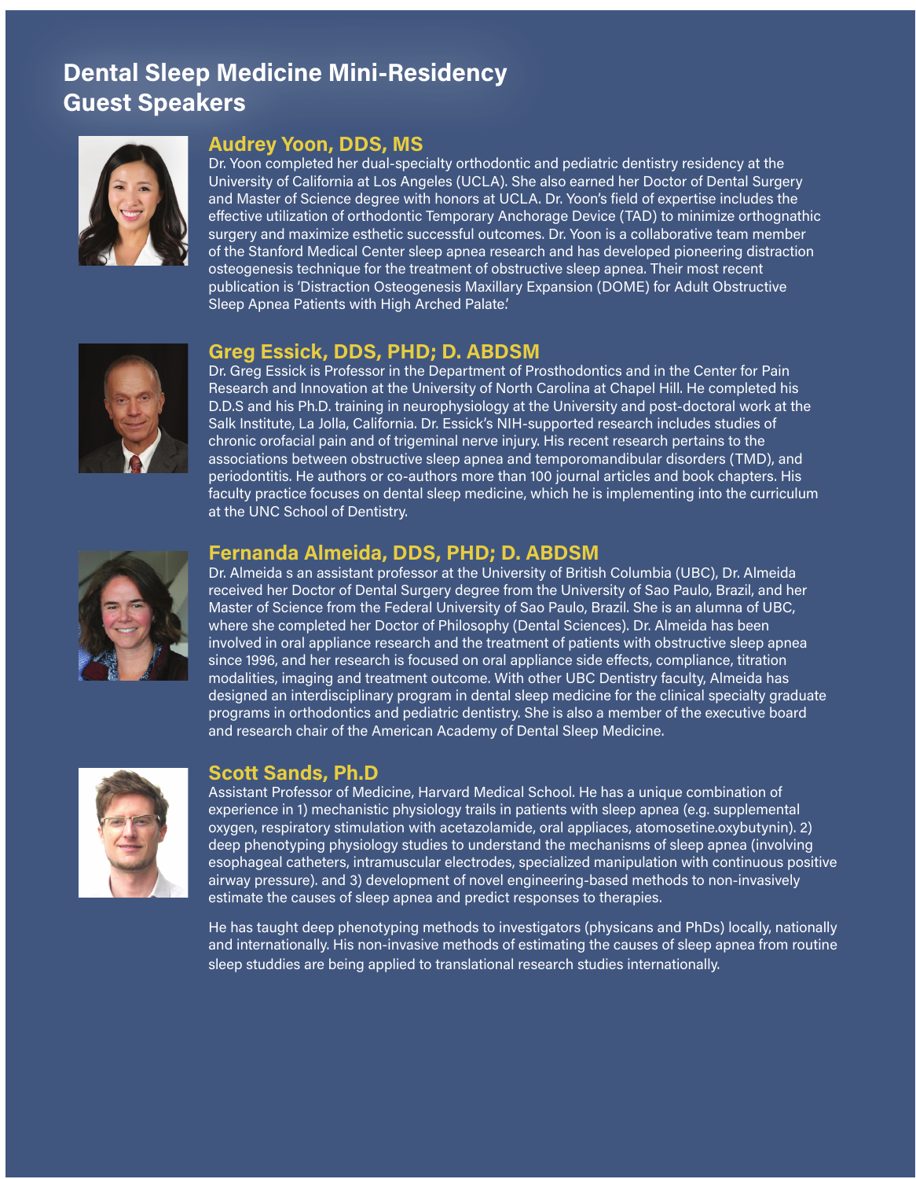# Dental Sleep Medicine Mini-Residency Guest Speakers

## Audrey Yoon, DDS, MS

Dr. Yoon completed her dual-specialty orthodontic and pediatric dentistry residency at the University of California at Los Angeles (UCLA). She also earned her Doctor of Dental Surgery and Master of Science degree with honors at UCLA. Dr. Yoon's field of expertise includes the effective utilization of orthodontic Temporary Anchorage Device (TAD) to minimize orthognathic surgery and maximize esthetic successful outcomes. Dr. Yoon is a collaborative team member of the Stanford Medical Center sleep apnea research and has developed pioneering distraction osteogenesis technique for the treatment of obstructive sleep apnea. Their most recent publication is 'Distraction Osteogenesis Maxillary Expansion (DOME) for Adult Obstructive Sleep Apnea Patients with High Arched Palate.'

## Greg Essick, DDS, PHD; D. ABDSM

Dr. Greg Essick is Professor in the Department of Prosthodontics and in the Center for Pain Research and Innovation at the University of North Carolina at Chapel Hill. He completed his D.D.S and his Ph.D. training in neurophysiology at the University and post-doctoral work at the Salk Institute, La Jolla, California. Dr. Essick's NIH-supported research includes studies of chronic orofacial pain and of trigeminal nerve injury. His recent research pertains to the associations between obstructive sleep apnea and temporomandibular disorders (TMD), and periodontitis. He authors or co-authors more than 100 journal articles and book chapters. His faculty practice focuses on dental sleep medicine, which he is implementing into the curriculum at the UNC School of Dentistry.

## Fernanda Almeida, DDS, PHD; D. ABDSM

Dr. Almeida s an assistant professor at the University of British Columbia (UBC), Dr. Almeida received her Doctor of Dental Surgery degree from the University of Sao Paulo, Brazil, and her Master of Science from the Federal University of Sao Paulo, Brazil. She is an alumna of UBC, where she completed her Doctor of Philosophy (Dental Sciences). Dr. Almeida has been involved in oral appliance research and the treatment of patients with obstructive sleep apnea since 1996, and her research is focused on oral appliance side effects, compliance, titration modalities, imaging and treatment outcome. With other UBC Dentistry faculty, Almeida has designed an interdisciplinary program in dental sleep medicine for the clinical specialty graduate programs in orthodontics and pediatric dentistry. She is also a member of the executive board and research chair of the American Academy of Dental Sleep Medicine.

## Scott Sands, Ph.D

Assistant Professor of Medicine, Harvard Medical School. He has a unique combination of experience in 1) mechanistic physiology trails in patients with sleep apnea (e.g. supplemental oxygen, respiratory stimulation with acetazolamide, oral appliaces, atomosetine.oxybutynin). 2) deep phenotyping physiology studies to understand the mechanisms of sleep apnea (involving esophageal catheters, intramuscular electrodes, specialized manipulation with continuous positive airway pressure). and 3) development of novel engineering-based methods to non-invasively estimate the causes of sleep apnea and predict responses to therapies.

He has taught deep phenotyping methods to investigators (physicans and PhDs) locally, nationally and internationally. His non-invasive methods of estimating the causes of sleep apnea from routine sleep studdies are being applied to translational research studies internationally.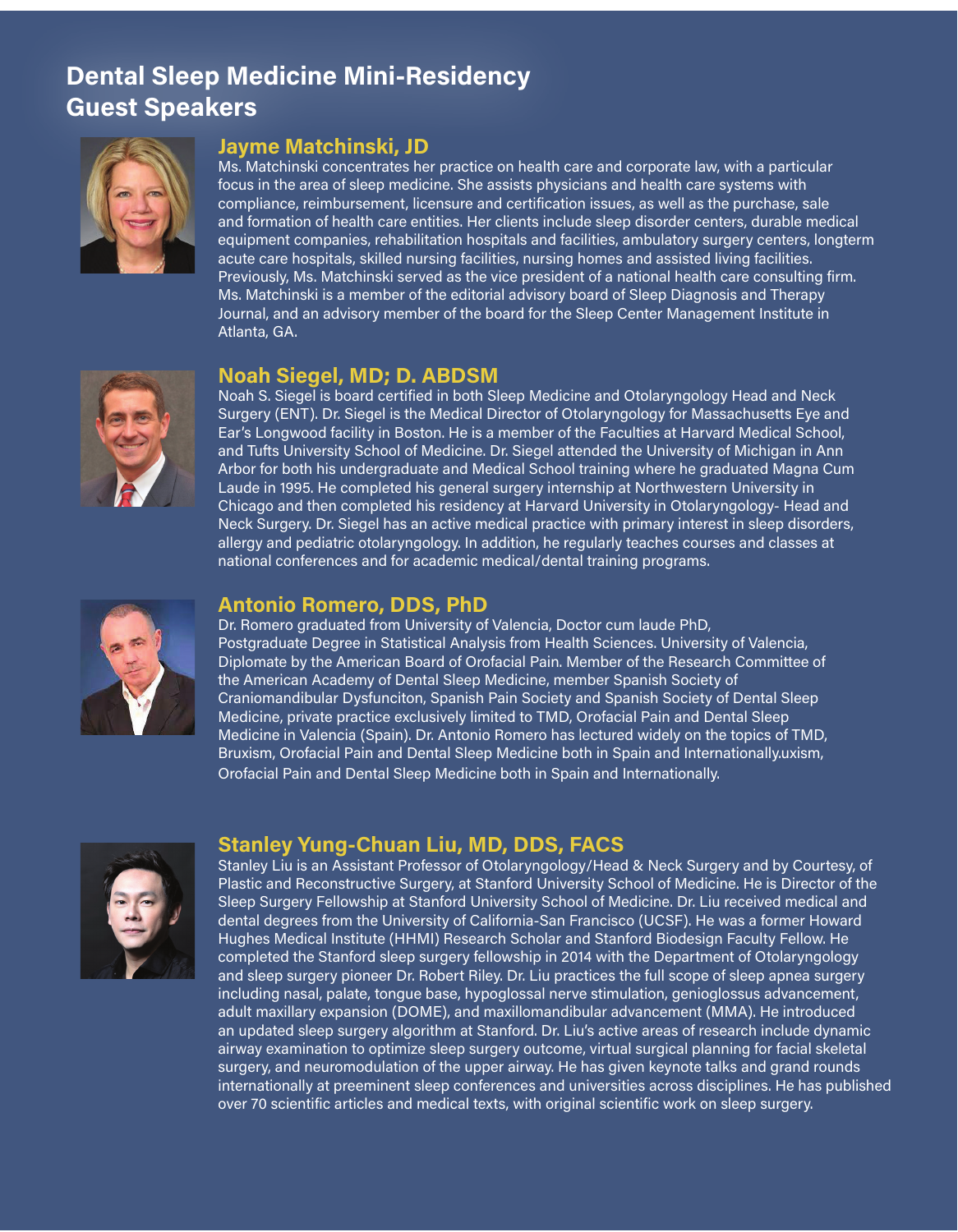# Dental Sleep Medicine Mini-Residency Guest Speakers

## Jayme Matchinski, JD

Ms. Matchinski concentrates her practice on health care and corporate law, with a particular focus in the area of sleep medicine. She assists physicians and health care systems with compliance, reimbursement, licensure and certification issues, as well as the purchase, sale and formation of health care entities. Her clients include sleep disorder centers, durable medical equipment companies, rehabilitation hospitals and facilities, ambulatory surgery centers, longterm acute care hospitals, skilled nursing facilities, nursing homes and assisted living facilities. Previously, Ms. Matchinski served as the vice president of a national health care consulting firm. Ms. Matchinski is a member of the editorial advisory board of Sleep Diagnosis and Therapy Journal, and an advisory member of the board for the Sleep Center Management Institute in Atlanta, GA.

## Noah Siegel, MD; D. ABDSM

Noah S. Siegel is board certified in both Sleep Medicine and Otolaryngology Head and Neck Surgery (ENT). Dr. Siegel is the Medical Director of Otolaryngology for Massachusetts Eye and Ear's Longwood facility in Boston. He is a member of the Faculties at Harvard Medical School, and Tufts University School of Medicine. Dr. Siegel attended the University of Michigan in Ann Arbor for both his undergraduate and Medical School training where he graduated Magna Cum Laude in 1995. He completed his general surgery internship at Northwestern University in Chicago and then completed his residency at Harvard University in Otolaryngology- Head and Neck Surgery. Dr. Siegel has an active medical practice with primary interest in sleep disorders, allergy and pediatric otolaryngology. In addition, he regularly teaches courses and classes at national conferences and for academic medical/dental training programs.

## Antonio Romero, DDS, PhD

Dr. Romero graduated from University of Valencia, Doctor cum laude PhD, Postgraduate Degree in Statistical Analysis from Health Sciences. University of Valencia, Diplomate by the American Board of Orofacial Pain. Member of the Research Committee of the American Academy of Dental Sleep Medicine, member Spanish Society of Craniomandibular Dysfunciton, Spanish Pain Society and Spanish Society of Dental Sleep Medicine, private practice exclusively limited to TMD, Orofacial Pain and Dental Sleep Medicine in Valencia (Spain). Dr. Antonio Romero has lectured widely on the topics of TMD, Bruxism, Orofacial Pain and Dental Sleep Medicine both in Spain and Internationally.uxism, Orofacial Pain and Dental Sleep Medicine both in Spain and Internationally.

## Stanley Yung-Chuan Liu, MD, DDS, FACS

Stanley Liu is an Assistant Professor of Otolaryngology/Head & Neck Surgery and by Courtesy, of Plastic and Reconstructive Surgery, at Stanford University School of Medicine. He is Director of the Sleep Surgery Fellowship at Stanford University School of Medicine. Dr. Liu received medical and dental degrees from the University of California-San Francisco (UCSF). He was a former Howard Hughes Medical Institute (HHMI) Research Scholar and Stanford Biodesign Faculty Fellow. He completed the Stanford sleep surgery fellowship in 2014 with the Department of Otolaryngology and sleep surgery pioneer Dr. Robert Riley. Dr. Liu practices the full scope of sleep apnea surgery including nasal, palate, tongue base, hypoglossal nerve stimulation, genioglossus advancement, adult maxillary expansion (DOME), and maxillomandibular advancement (MMA). He introduced an updated sleep surgery algorithm at Stanford. Dr. Liu's active areas of research include dynamic airway examination to optimize sleep surgery outcome, virtual surgical planning for facial skeletal surgery, and neuromodulation of the upper airway. He has given keynote talks and grand rounds internationally at preeminent sleep conferences and universities across disciplines. He has published over 70 scientific articles and medical texts, with original scientific work on sleep surgery.